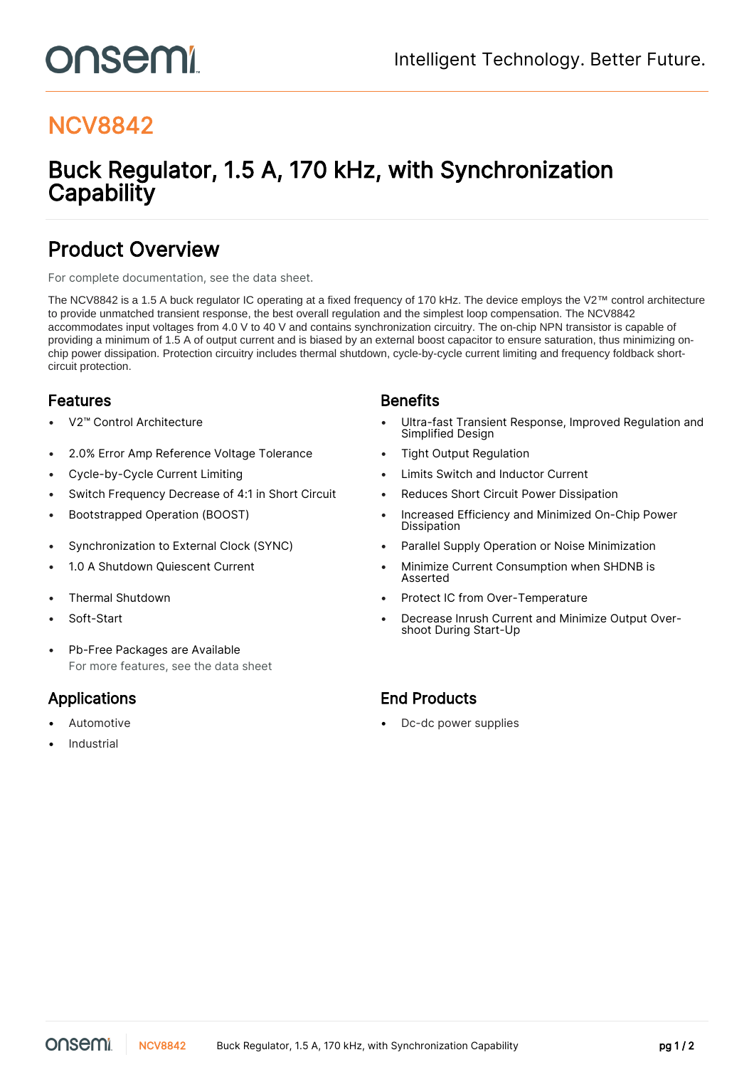# NCV8842

## Buck Regulator, 1.5 A, 170 kHz, with Synchronization Capability

## Product Overview

For complete documentation, see the data sheet.

The NCV8842 is a 1.5 A buck regulator IC operating at a fixed frequency of 170 kHz. The device employs the V2™ control architecture to provide unmatched transient response, the best overall regulation and the simplest loop compensation. The NCV8842 accommodates input voltages from 4.0 V to 40 V and contains synchronization circuitry. The on-chip NPN transistor is capable of providing a minimum of 1.5 A of output current and is biased by an external boost capacitor to ensure saturation, thus minimizing on-chip power dissipation. Protection circuitry includes thermal shutdown, cycle-by-cycle current limiting and frequency foldback short-circuit protection.

### Features

- V2™ Control Architecture
- 2.0% Error Amp Reference Voltage Tolerance
- Cycle-by-Cycle Current Limiting
- Switch Frequency Decrease of 4:1 in Short Circuit
- Bootstrapped Operation (BOOST)
- Synchronization to External Clock (SYNC)
- 1.0 A Shutdown Quiescent Current
- Thermal Shutdown
- Soft-Start
- Pb-Free Packages are Available

For more features, see the data sheet

### Benefits

- Ultra-fast Transient Response, Improved Regulation and Simplified Design
- Tight Output Regulation
- Limits Switch and Inductor Current
- Reduces Short Circuit Power Dissipation
- Increased Efficiency and Minimized On-Chip Power Dissipation
- Parallel Supply Operation or Noise Minimization
- Minimize Current Consumption when SHDNB is Asserted
- Protect IC from Over-Temperature
- Decrease Inrush Current and Minimize Output Over-shoot During Start-Up

### Applications

- Automotive
- Industrial

### End Products

- Dc-dc power supplies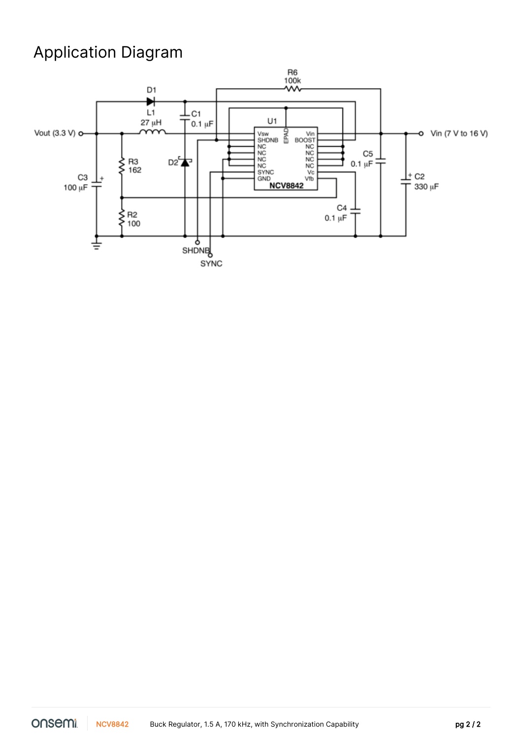# Application Diagram

R6
100k

D1

L1
27 µH

C1
0.1 µF

U1

Vout (3.3 V)

Vin (7 V to 16 V)

Vsw
SHDNB
NC
NC
NC
NC
SYNC
GND

EPAD

Vin
BOOST
NC
NC
NC
NC
Vc
Vfb

NCV8842

R3
162

D2

C5
0.1 µF

C2
330 µF

C3
100 µF

R2
100

C4
0.1 µF

SHDNB

SYNC